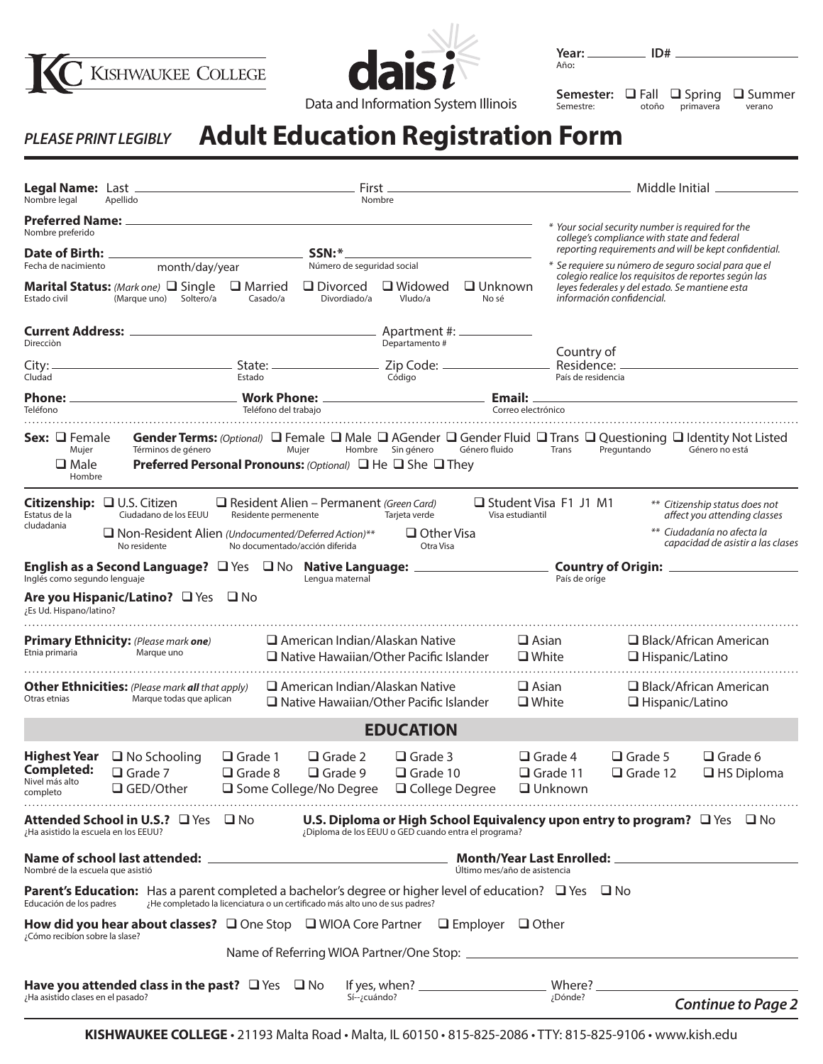KC KISHWAUKEE COLLEGE

daisi
Data and Information System Illinois

**Year:** \_\_\_\_\_\_\_\_ **ID#** \_\_\_\_\_\_\_\_\_\_\_\_
Año:

**Semester:** ❑ Fall ❑ Spring ❑ Summer
Semestre: otoño primavera verano

*PLEASE PRINT LEGIBLY*

# Adult Education Registration Form

**Legal Name:** Last \_\_\_\_\_\_\_\_\_\_\_\_\_\_\_\_\_\_ First \_\_\_\_\_\_\_\_\_\_\_\_\_\_\_\_\_\_ Middle Initial \_\_\_\_\_\_\_\_
Nombre legal Apellido Nombre

**Preferred Name:** \_\_\_\_\_\_\_\_\_\_\_\_\_\_\_\_\_\_\_\_\_\_\_\_\_\_\_\_
Nombre preferido

**Date of Birth:** \_\_\_\_\_\_\_\_ month/day/year **SSN:*** \_\_\_\_\_\_\_\_\_\_\_\_
Fecha de nacimiento Número de seguridad social

*\* Your social security number is required for the college's compliance with state and federal reporting requirements and will be kept confidential.*

*\* Se requiere su número de seguro social para que el colegio realice los requisitos de reportes según las leyes federales y del estado. Se mantiene esta información confidencial.*

**Marital Status:** *(Mark one)* ❑ Single ❑ Married ❑ Divorced ❑ Widowed ❑ Unknown
Estado civil (Marque uno) Soltero/a Casado/a Divordiado/a Vludo/a No sé

**Current Address:** \_\_\_\_\_\_\_\_\_\_\_\_\_\_\_\_\_\_ Apartment #: \_\_\_\_\_\_\_\_
Direcciòn Departamento #

City: \_\_\_\_\_\_\_\_\_\_\_\_ State: \_\_\_\_\_\_\_\_ Zip Code: \_\_\_\_\_\_\_\_ Country of Residence: \_\_\_\_\_\_\_\_\_\_\_\_
Cludad Estado Código País de residencia

**Phone:** \_\_\_\_\_\_\_\_\_\_\_\_ **Work Phone:** \_\_\_\_\_\_\_\_\_\_\_\_ **Email:** \_\_\_\_\_\_\_\_\_\_\_\_
Teléfono Teléfono del trabajo Correo electrónico

**Sex:** ❑ Female ❑ Male
Mujer Hombre

**Gender Terms:** *(Optional)* ❑ Female ❑ Male ❑ AGender ❑ Gender Fluid ❑ Trans ❑ Questioning ❑ Identity Not Listed
Términos de género Mujer Hombre Sin género Género fluido Trans Preguntando Género no está

**Preferred Personal Pronouns:** *(Optional)* ❑ He ❑ She ❑ They

**Citizenship:** ❑ U.S. Citizen ❑ Resident Alien – Permanent *(Green Card)* ❑ Student Visa F1 J1 M1
Estatus de la cludadania Ciudadano de los EEUU Residente permenente Tarjeta verde Visa estudiantil

❑ Non-Resident Alien *(Undocumented/Deferred Action)*\*\* ❑ Other Visa
No residente No documentado/acción diferida Otra Visa

*\*\* Citizenship status does not affect you attending classes*

*\*\* Ciudadanía no afecta la capacidad de asistir a las clases*

**English as a Second Language?** ❑ Yes ❑ No **Native Language:** \_\_\_\_\_\_\_\_ **Country of Origin:** \_\_\_\_\_\_\_\_
Inglés como segundo lenguaje Lengua maternal País de oríge

**Are you Hispanic/Latino?** ❑ Yes ❑ No
¿Es Ud. Hispano/latino?

**Primary Ethnicity:** *(Please mark **one**)* ❑ American Indian/Alaskan Native ❑ Native Hawaiian/Other Pacific Islander ❑ Asian ❑ White ❑ Black/African American ❑ Hispanic/Latino
Etnia primaria Marque uno

**Other Ethnicities:** *(Please mark **all** that apply)* ❑ American Indian/Alaskan Native ❑ Native Hawaiian/Other Pacific Islander ❑ Asian ❑ White ❑ Black/African American ❑ Hispanic/Latino
Otras etnias Marque todas que aplican

## EDUCATION

**Highest Year Completed:** ❑ No Schooling ❑ Grade 1 ❑ Grade 2 ❑ Grade 3 ❑ Grade 4 ❑ Grade 5 ❑ Grade 6 ❑ Grade 7 ❑ Grade 8 ❑ Grade 9 ❑ Grade 10 ❑ Grade 11 ❑ Grade 12 ❑ HS Diploma ❑ GED/Other ❑ Some College/No Degree ❑ College Degree ❑ Unknown
Nivel más alto completo

**Attended School in U.S.?** ❑ Yes ❑ No
¿Ha asistido la escuela en los EEUU?

**U.S. Diploma or High School Equivalency upon entry to program?** ❑ Yes ❑ No
¿Diploma de los EEUU o GED cuando entra el programa?

**Name of school last attended:** \_\_\_\_\_\_\_\_\_\_\_\_ **Month/Year Last Enrolled:** \_\_\_\_\_\_\_\_\_\_\_\_
Nombré de la escuela que asistió Último mes/año de asistencia

**Parent's Education:** Has a parent completed a bachelor's degree or higher level of education? ❑ Yes ❑ No
Educación de los padres ¿He completado la licenciatura o un certificado más alto uno de sus padres?

**How did you hear about classes?** ❑ One Stop ❑ WIOA Core Partner ❑ Employer ❑ Other
¿Cómo recibíon sobre la slase?

Name of Referring WIOA Partner/One Stop: \_\_\_\_\_\_\_\_\_\_\_\_

**Have you attended class in the past?** ❑ Yes ❑ No If yes, when? \_\_\_\_\_\_\_\_ Where? \_\_\_\_\_\_\_\_
¿Ha asistido clases en el pasado? Sí--¿cuándo? ¿Dónde?

***Continue to Page 2***

**KISHWAUKEE COLLEGE** • 21193 Malta Road • Malta, IL 60150 • 815-825-2086 • TTY: 815-825-9106 • www.kish.edu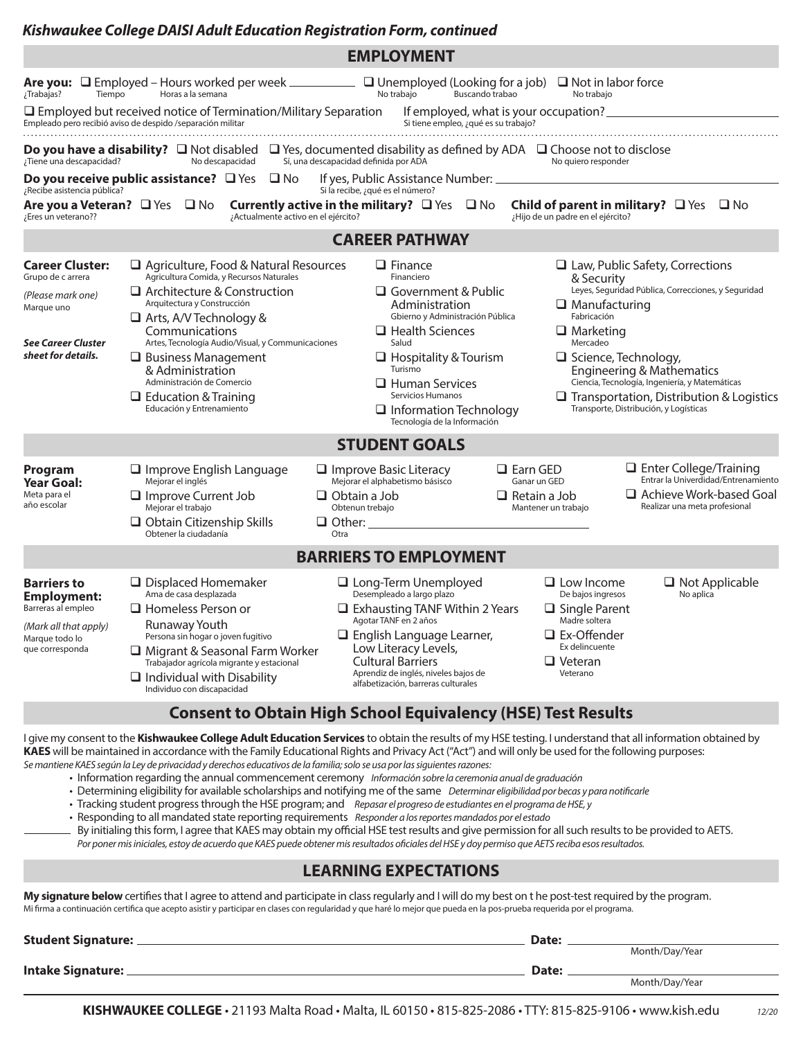*Kishwaukee College DAISI Adult Education Registration Form, continued*

## EMPLOYMENT

**Are you:** ¿Trabajas? ☐ Employed – Hours worked per week ________ Tiempo Horas a la semana ☐ Unemployed (Looking for a job) No trabajo Buscando trabao ☐ Not in labor force No trabajo

☐ Employed but received notice of Termination/Military Separation Empleado pero recibió aviso de despido /separación militar

If employed, what is your occupation? ________ Si tiene empleo, ¿qué es su trabajo?

**Do you have a disability?** ¿Tiene una descapacidad? ☐ Not disabled No descapacidad ☐ Yes, documented disability as defined by ADA Sí, una descapacidad definida por ADA ☐ Choose not to disclose No quiero responder

**Do you receive public assistance?** ¿Recibe asistencia pública? ☐ Yes ☐ No If yes, Public Assistance Number: ________ Si la recibe, ¿qué es el número?

**Are you a Veteran?** ¿Eres un veterano?? ☐ Yes ☐ No **Currently active in the military?** ¿Actualmente activo en el ejército? ☐ Yes ☐ No **Child of parent in military?** ¿Hijo de un padre en el ejército? ☐ Yes ☐ No

## CAREER PATHWAY

**Career Cluster:** Grupo de c arrera

*(Please mark one)* Marque uno

***See Career Cluster sheet for details.***

- ☐ Agriculture, Food & Natural Resources — Agricultura Comida, y Recursos Naturales
- ☐ Architecture & Construction — Arquitectura y Construcción
- ☐ Arts, A/V Technology & Communications — Artes, Tecnología Audio/Visual, y Communicaciones
- ☐ Business Management & Administration — Administración de Comercio
- ☐ Education & Training — Educación y Entrenamiento
- ☐ Finance — Financiero
- ☐ Government & Public Administration — Gbierno y Administración Pública
- ☐ Health Sciences — Salud
- ☐ Hospitality & Tourism — Turismo
- ☐ Human Services — Servicios Humanos
- ☐ Information Technology — Tecnología de la Información
- ☐ Law, Public Safety, Corrections & Security — Leyes, Seguridad Pública, Correcciones, y Seguridad
- ☐ Manufacturing — Fabricación
- ☐ Marketing — Mercadeo
- ☐ Science, Technology, Engineering & Mathematics — Ciencia, Tecnología, Ingeniería, y Matemáticas
- ☐ Transportation, Distribution & Logistics — Transporte, Distribución, y Logísticas

## STUDENT GOALS

**Program Year Goal:** Meta para el año escolar

- ☐ Improve English Language — Mejorar el inglés
- ☐ Improve Current Job — Mejorar el trabajo
- ☐ Obtain Citizenship Skills — Obtener la ciudadanía
- ☐ Improve Basic Literacy — Mejorar el alphabetismo básico
- ☐ Obtain a Job — Obtenun trabajo
- ☐ Other: ________ Otra
- ☐ Earn GED — Ganar un GED
- ☐ Retain a Job — Mantener un trabajo
- ☐ Enter College/Training — Entrar la Univerdidad/Entrenamiento
- ☐ Achieve Work-based Goal — Realizar una meta profesional

## BARRIERS TO EMPLOYMENT

**Barriers to Employment:** Barreras al empleo

*(Mark all that apply)* Marque todo lo que corresponda

- ☐ Displaced Homemaker — Ama de casa desplazada
- ☐ Homeless Person or Runaway Youth — Persona sin hogar o joven fugitivo
- ☐ Migrant & Seasonal Farm Worker — Trabajador agrícola migrante y estacional
- ☐ Individual with Disability — Individuo con discapacidad
- ☐ Long-Term Unemployed — Desempleado a largo plazo
- ☐ Exhausting TANF Within 2 Years — Agotar TANF en 2 años
- ☐ English Language Learner, Low Literacy Levels, Cultural Barriers — Aprendiz de inglés, niveles bajos de alfabetización, barreras culturales
- ☐ Low Income — De bajos ingresos
- ☐ Single Parent — Madre soltera
- ☐ Ex-Offender — Ex delincuente
- ☐ Veteran — Veterano
- ☐ Not Applicable — No aplica

## Consent to Obtain High School Equivalency (HSE) Test Results

I give my consent to the **Kishwaukee College Adult Education Services** to obtain the results of my HSE testing. I understand that all information obtained by **KAES** will be maintained in accordance with the Family Educational Rights and Privacy Act ("Act") and will only be used for the following purposes:
*Se mantiene KAES según la Ley de privacidad y derechos educativos de la familia; solo se usa por las siguientes razones:*

- Information regarding the annual commencement ceremony *Información sobre la ceremonia anual de graduación*
- Determining eligibility for available scholarships and notifying me of the same *Determinar eligibilidad por becas y para notificarle*
- Tracking student progress through the HSE program; and *Repasar el progreso de estudiantes en el programa de HSE, y*
- Responding to all mandated state reporting requirements *Responder a los reportes mandados por el estado*

________ By initialing this form, I agree that KAES may obtain my official HSE test results and give permission for all such results to be provided to AETS.
*Por poner mis iniciales, estoy de acuerdo que KAES puede obtener mis resultados oficiales del HSE y doy permiso que AETS reciba esos resultados.*

## LEARNING EXPECTATIONS

**My signature below** certifies that I agree to attend and participate in class regularly and I will do my best on t he post-test required by the program.
Mi firma a continuación certifica que acepto asistir y participar en clases con regularidad y que haré lo mejor que pueda en la pos-prueba requerida por el programa.

**Student Signature:** ________________ **Date:** ________ Month/Day/Year

**Intake Signature:** ________________ **Date:** ________ Month/Day/Year

**KISHWAUKEE COLLEGE** • 21193 Malta Road • Malta, IL 60150 • 815-825-2086 • TTY: 815-825-9106 • www.kish.edu 12/20